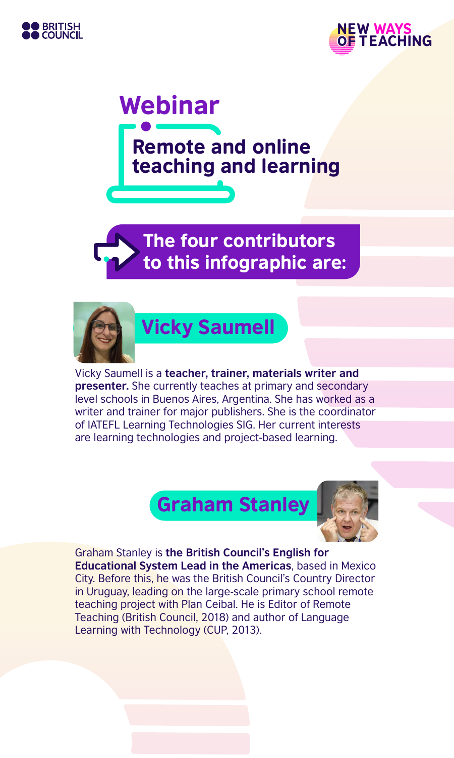BRITISH COUNCIL

NEW WAYS OF TEACHING

# Webinar

## Remote and online teaching and learning

### The four contributors to this infographic are:

## Vicky Saumell

Vicky Saumell is a **teacher, trainer, materials writer and presenter.** She currently teaches at primary and secondary level schools in Buenos Aires, Argentina. She has worked as a writer and trainer for major publishers. She is the coordinator of IATEFL Learning Technologies SIG. Her current interests are learning technologies and project-based learning.

## Graham Stanley

Graham Stanley is **the British Council's English for Educational System Lead in the Americas**, based in Mexico City. Before this, he was the British Council's Country Director in Uruguay, leading on the large-scale primary school remote teaching project with Plan Ceibal. He is Editor of Remote Teaching (British Council, 2018) and author of Language Learning with Technology (CUP, 2013).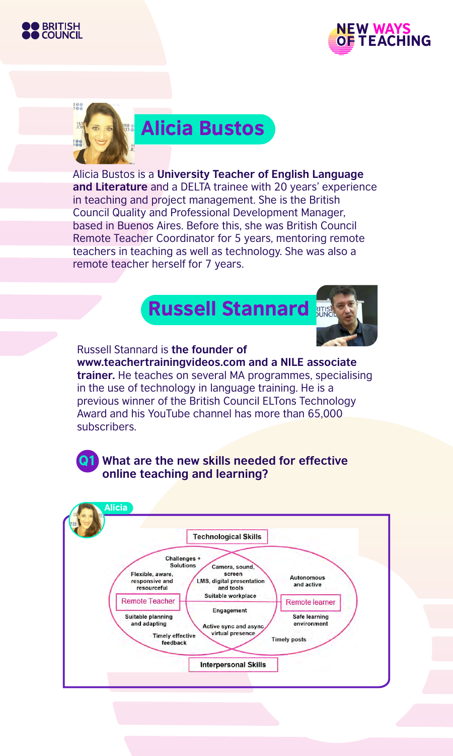## Alicia Bustos

Alicia Bustos is a **University Teacher of English Language and Literature** and a DELTA trainee with 20 years' experience in teaching and project management. She is the British Council Quality and Professional Development Manager, based in Buenos Aires. Before this, she was British Council Remote Teacher Coordinator for 5 years, mentoring remote teachers in teaching as well as technology. She was also a remote teacher herself for 7 years.

## Russell Stannard

Russell Stannard is **the founder of www.teachertrainingvideos.com and a NILE associate trainer.** He teaches on several MA programmes, specialising in the use of technology in language training. He is a previous winner of the British Council ELTons Technology Award and his YouTube channel has more than 65,000 subscribers.

### Q1 What are the new skills needed for effective online teaching and learning?

**Alicia**

Technological Skills

- Remote Teacher:
  - Flexible, aware, responsive and resourceful
  - Suitable planning and adapting
  - Timely effective feedback
- Shared (Remote Teacher and Remote learner):
  - Challenges + Solutions
  - Camera, sound, screen
  - LMS, digital presentation and tools
  - Suitable workplace
  - Engagement
  - Active sync and async virtual presence
- Remote learner:
  - Autonomous and active
  - Safe learning environment
  - Timely posts

Interpersonal Skills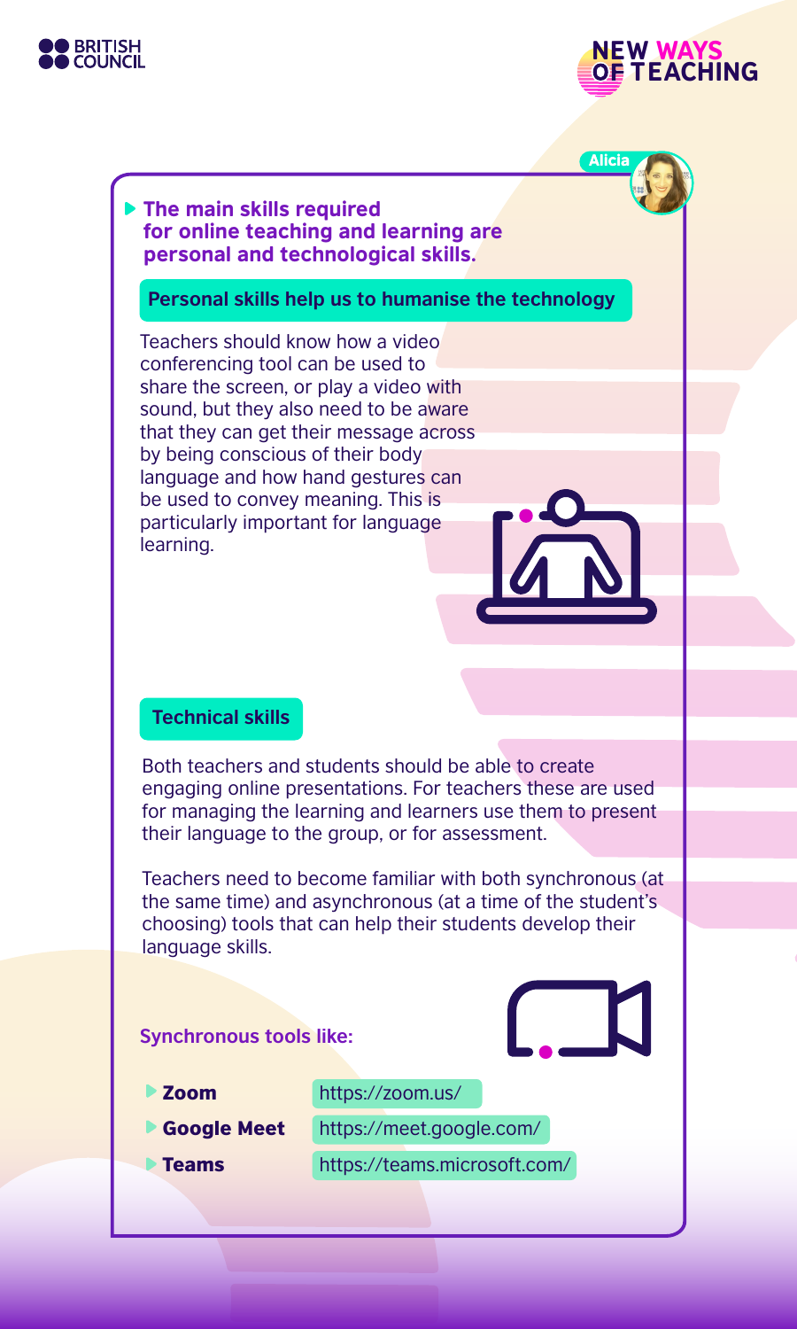## The main skills required for online teaching and learning are personal and technological skills.

Alicia

### Personal skills help us to humanise the technology

Teachers should know how a video conferencing tool can be used to share the screen, or play a video with sound, but they also need to be aware that they can get their message across by being conscious of their body language and how hand gestures can be used to convey meaning. This is particularly important for language learning.

### Technical skills

Both teachers and students should be able to create engaging online presentations. For teachers these are used for managing the learning and learners use them to present their language to the group, or for assessment.

Teachers need to become familiar with both synchronous (at the same time) and asynchronous (at a time of the student's choosing) tools that can help their students develop their language skills.

**Synchronous tools like:**

- **Zoom** https://zoom.us/
- **Google Meet** https://meet.google.com/
- **Teams** https://teams.microsoft.com/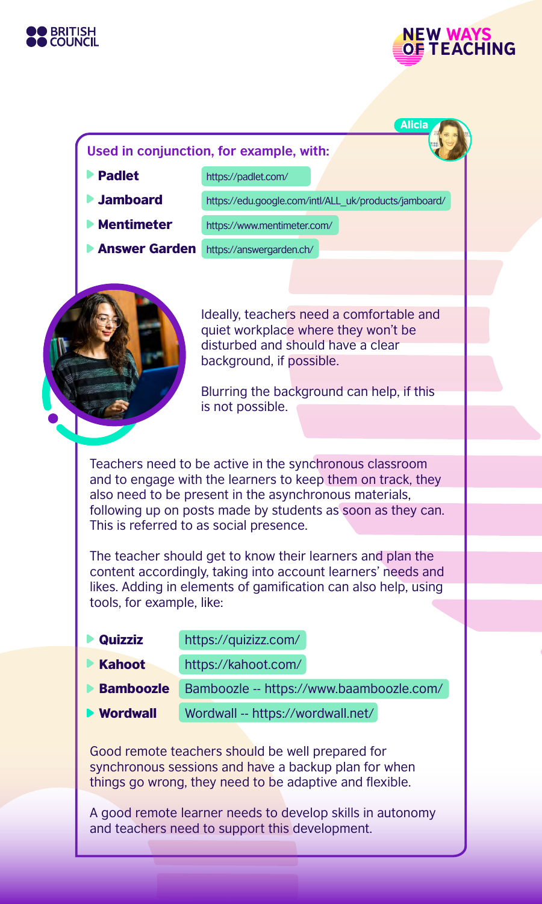**Alicia**

**Used in conjunction, for example, with:**

- **Padlet** https://padlet.com/
- **Jamboard** https://edu.google.com/intl/ALL_uk/products/jamboard/
- **Mentimeter** https://www.mentimeter.com/
- **Answer Garden** https://answergarden.ch/

Ideally, teachers need a comfortable and quiet workplace where they won't be disturbed and should have a clear background, if possible.

Blurring the background can help, if this is not possible.

Teachers need to be active in the synchronous classroom and to engage with the learners to keep them on track, they also need to be present in the asynchronous materials, following up on posts made by students as soon as they can. This is referred to as social presence.

The teacher should get to know their learners and plan the content accordingly, taking into account learners' needs and likes. Adding in elements of gamification can also help, using tools, for example, like:

- **Quizziz** https://quizizz.com/
- **Kahoot** https://kahoot.com/
- **Bamboozle** Bamboozle -- https://www.baamboozle.com/
- **Wordwall** Wordwall -- https://wordwall.net/

Good remote teachers should be well prepared for synchronous sessions and have a backup plan for when things go wrong, they need to be adaptive and flexible.

A good remote learner needs to develop skills in autonomy and teachers need to support this development.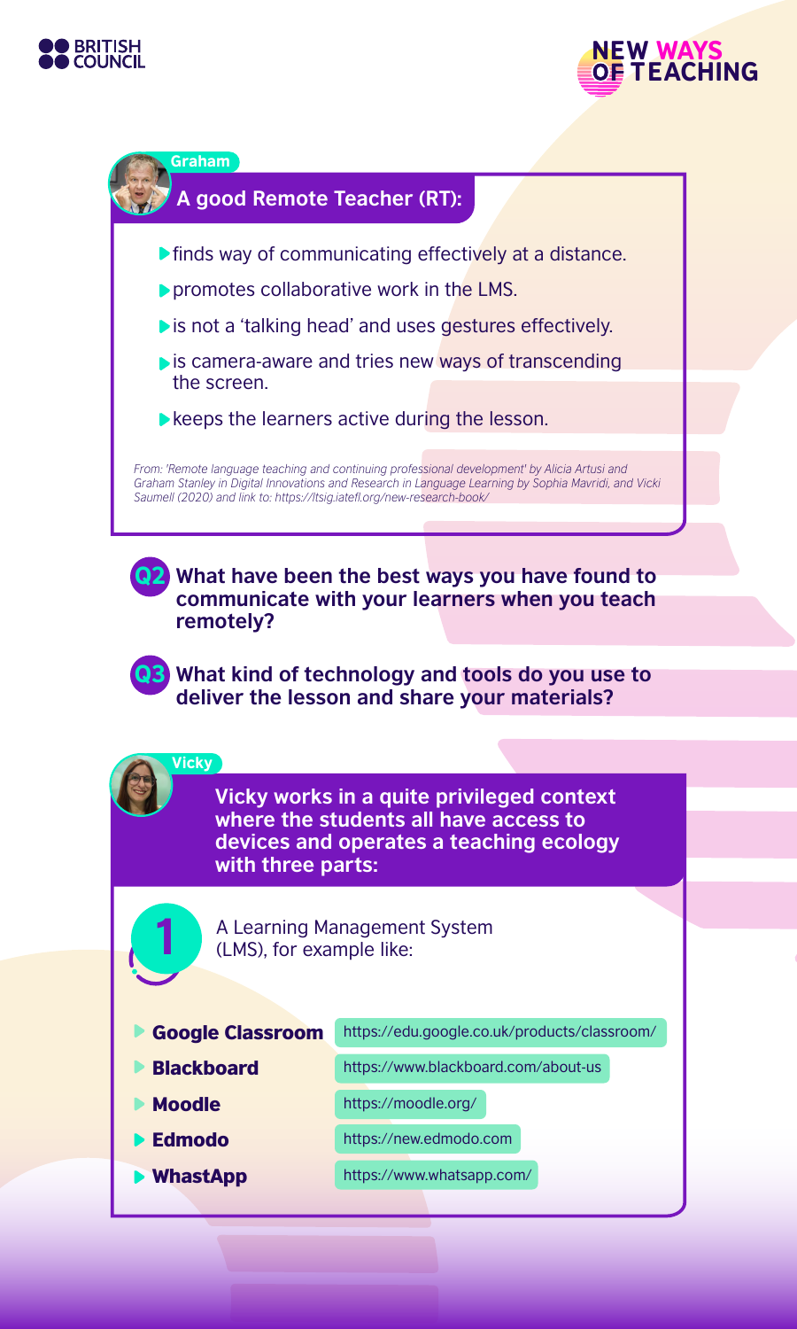**Graham**

### A good Remote Teacher (RT):

- finds way of communicating effectively at a distance.
- promotes collaborative work in the LMS.
- is not a 'talking head' and uses gestures effectively.
- is camera-aware and tries new ways of transcending the screen.
- keeps the learners active during the lesson.

*From: 'Remote language teaching and continuing professional development' by Alicia Artusi and Graham Stanley in Digital Innovations and Research in Language Learning by Sophia Mavridi, and Vicki Saumell (2020) and link to: https://ltsig.iatefl.org/new-research-book/*

**Q2** **What have been the best ways you have found to communicate with your learners when you teach remotely?**

**Q3** **What kind of technology and tools do you use to deliver the lesson and share your materials?**

**Vicky**

**Vicky works in a quite privileged context where the students all have access to devices and operates a teaching ecology with three parts:**

**1** A Learning Management System (LMS), for example like:

| | |
|---|---|
| **Google Classroom** | https://edu.google.co.uk/products/classroom/ |
| **Blackboard** | https://www.blackboard.com/about-us |
| **Moodle** | https://moodle.org/ |
| **Edmodo** | https://new.edmodo.com |
| **WhastApp** | https://www.whatsapp.com/ |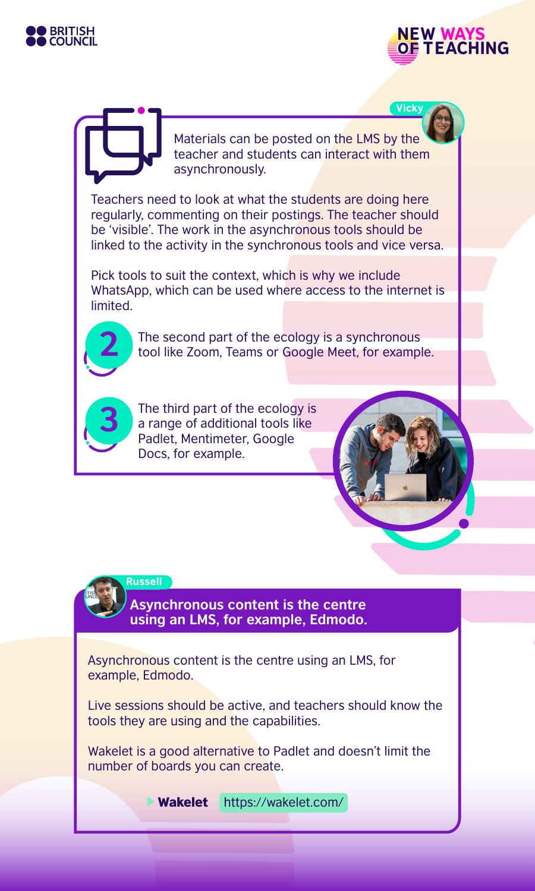**Vicky**

Materials can be posted on the LMS by the teacher and students can interact with them asynchronously.

Teachers need to look at what the students are doing here regularly, commenting on their postings. The teacher should be 'visible'. The work in the asynchronous tools should be linked to the activity in the synchronous tools and vice versa.

Pick tools to suit the context, which is why we include WhatsApp, which can be used where access to the internet is limited.

2. The second part of the ecology is a synchronous tool like Zoom, Teams or Google Meet, for example.

3. The third part of the ecology is a range of additional tools like Padlet, Mentimeter, Google Docs, for example.

**Russell**

## Asynchronous content is the centre using an LMS, for example, Edmodo.

Asynchronous content is the centre using an LMS, for example, Edmodo.

Live sessions should be active, and teachers should know the tools they are using and the capabilities.

Wakelet is a good alternative to Padlet and doesn't limit the number of boards you can create.

**Wakelet** https://wakelet.com/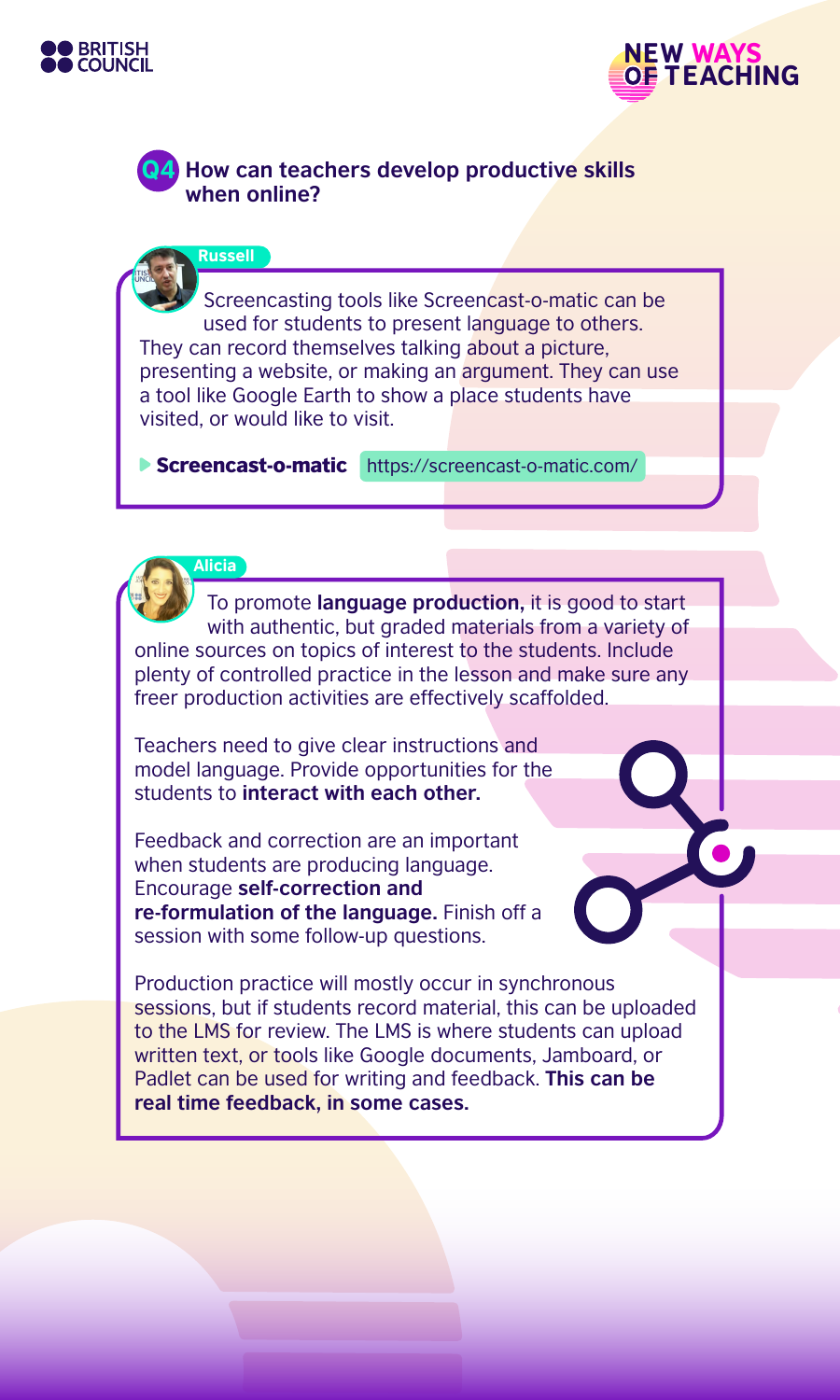## Q4 How can teachers develop productive skills when online?

**Russell**

Screencasting tools like Screencast-o-matic can be used for students to present language to others. They can record themselves talking about a picture, presenting a website, or making an argument. They can use a tool like Google Earth to show a place students have visited, or would like to visit.

- **Screencast-o-matic** https://screencast-o-matic.com/

**Alicia**

To promote **language production,** it is good to start with authentic, but graded materials from a variety of online sources on topics of interest to the students. Include plenty of controlled practice in the lesson and make sure any freer production activities are effectively scaffolded.

Teachers need to give clear instructions and model language. Provide opportunities for the students to **interact with each other.**

Feedback and correction are an important when students are producing language. Encourage **self-correction and re-formulation of the language.** Finish off a session with some follow-up questions.

Production practice will mostly occur in synchronous sessions, but if students record material, this can be uploaded to the LMS for review. The LMS is where students can upload written text, or tools like Google documents, Jamboard, or Padlet can be used for writing and feedback. **This can be real time feedback, in some cases.**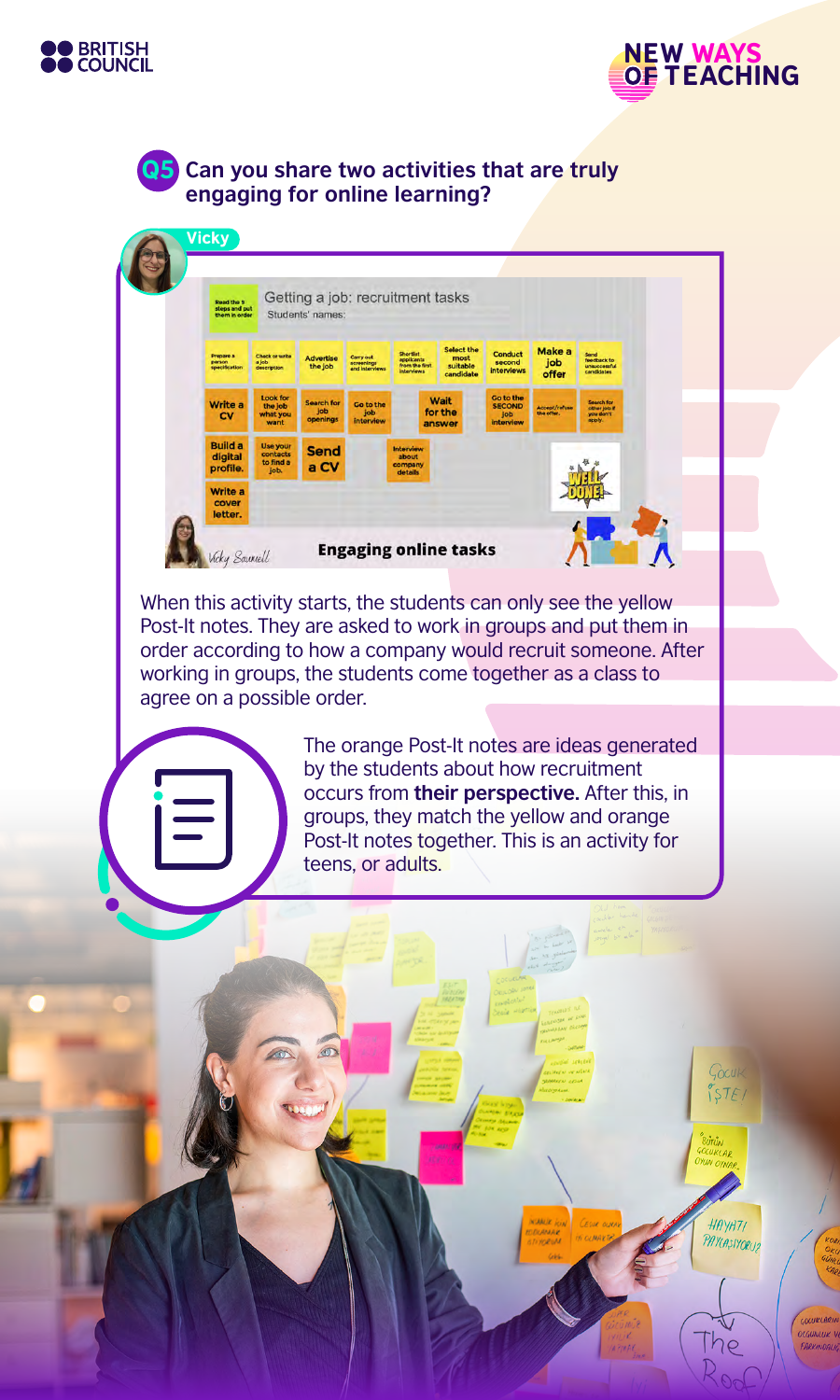## Q5 Can you share two activities that are truly engaging for online learning?

**Vicky**

When this activity starts, the students can only see the yellow Post-It notes. They are asked to work in groups and put them in order according to how a company would recruit someone. After working in groups, the students come together as a class to agree on a possible order.

The orange Post-It notes are ideas generated by the students about how recruitment occurs from **their perspective.** After this, in groups, they match the yellow and orange Post-It notes together. This is an activity for teens, or adults.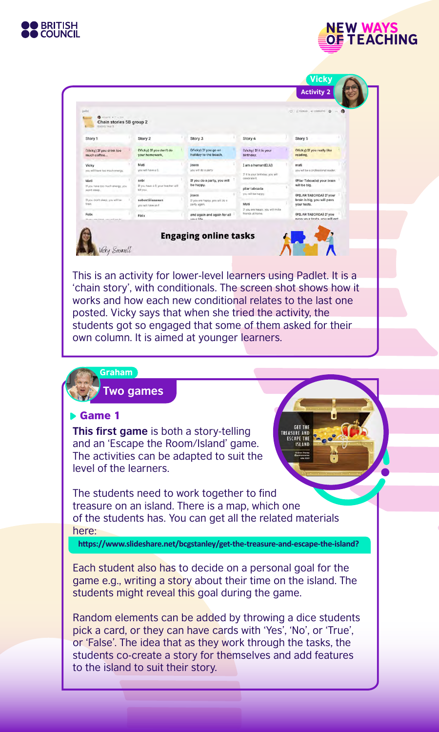Vicky

Activity 2

This is an activity for lower-level learners using Padlet. It is a 'chain story', with conditionals. The screen shot shows how it works and how each new conditional relates to the last one posted. Vicky says that when she tried the activity, the students got so engaged that some of them asked for their own column. It is aimed at younger learners.

Graham

## Two games

### Game 1

**This first game** is both a story-telling and an 'Escape the Room/Island' game. The activities can be adapted to suit the level of the learners.

The students need to work together to find treasure on an island. There is a map, which one of the students has. You can get all the related materials here:

**https://www.slideshare.net/bcgstanley/get-the-treasure-and-escape-the-island?**

Each student also has to decide on a personal goal for the game e.g., writing a story about their time on the island. The students might reveal this goal during the game.

Random elements can be added by throwing a dice students pick a card, or they can have cards with 'Yes', 'No', or 'True', or 'False'. The idea that as they work through the tasks, the students co-create a story for themselves and add features to the island to suit their story.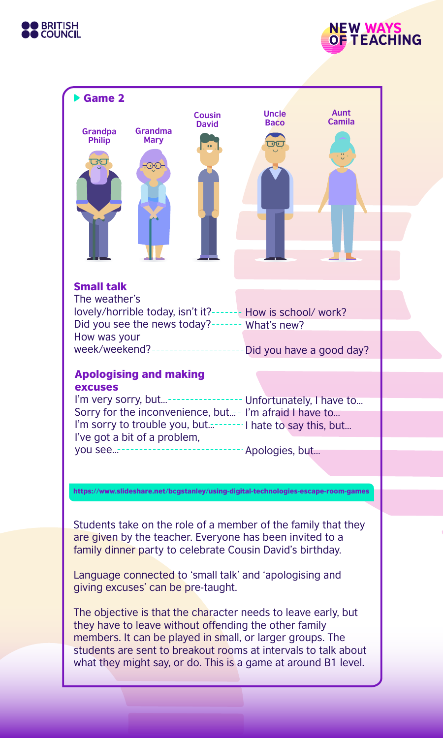## Game 2

Grandpa Philip

Grandma Mary

Cousin David

Uncle Baco

Aunt Camila

### Small talk

- The weather's lovely/horrible today, isn't it?
- Did you see the news today?
- How was your week/weekend?
- How is school/ work?
- What's new?
- Did you have a good day?

### Apologising and making excuses

- I'm very sorry, but...
- Sorry for the inconvenience, but...
- I'm sorry to trouble you, but...
- I've got a bit of a problem, you see...
- Unfortunately, I have to...
- I'm afraid I have to...
- I hate to say this, but...
- Apologies, but...

https://www.slideshare.net/bcgstanley/using-digital-technologies-escape-room-games

Students take on the role of a member of the family that they are given by the teacher. Everyone has been invited to a family dinner party to celebrate Cousin David's birthday.

Language connected to 'small talk' and 'apologising and giving excuses' can be pre-taught.

The objective is that the character needs to leave early, but they have to leave without offending the other family members. It can be played in small, or larger groups. The students are sent to breakout rooms at intervals to talk about what they might say, or do. This is a game at around B1 level.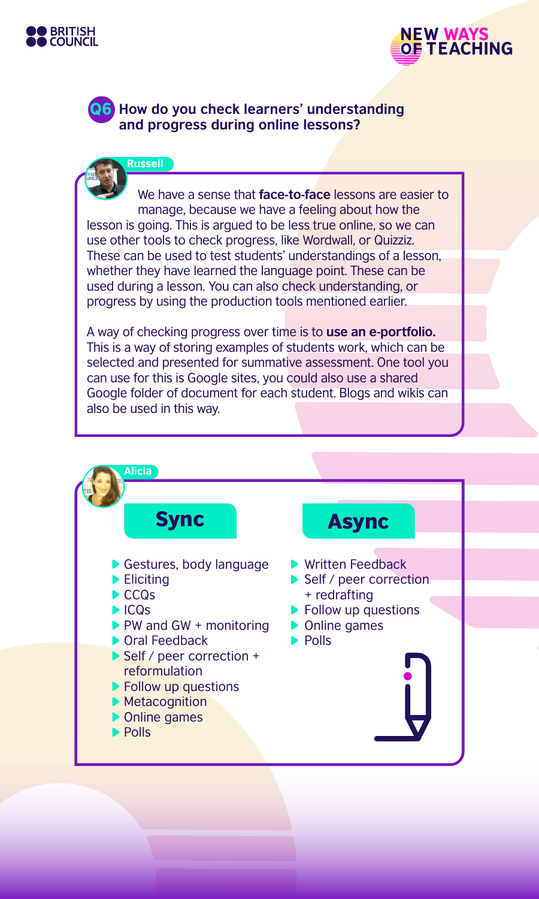## Q6 How do you check learners' understanding and progress during online lessons?

**Russell**

We have a sense that **face-to-face** lessons are easier to manage, because we have a feeling about how the lesson is going. This is argued to be less true online, so we can use other tools to check progress, like Wordwall, or Quizziz. These can be used to test students' understandings of a lesson, whether they have learned the language point. These can be used during a lesson. You can also check understanding, or progress by using the production tools mentioned earlier.

A way of checking progress over time is to **use an e-portfolio.** This is a way of storing examples of students work, which can be selected and presented for summative assessment. One tool you can use for this is Google sites, you could also use a shared Google folder of document for each student. Blogs and wikis can also be used in this way.

**Alicia**

### Sync

- Gestures, body language
- Eliciting
- CCQs
- ICQs
- PW and GW + monitoring
- Oral Feedback
- Self / peer correction + reformulation
- Follow up questions
- Metacognition
- Online games
- Polls

### Async

- Written Feedback
- Self / peer correction + redrafting
- Follow up questions
- Online games
- Polls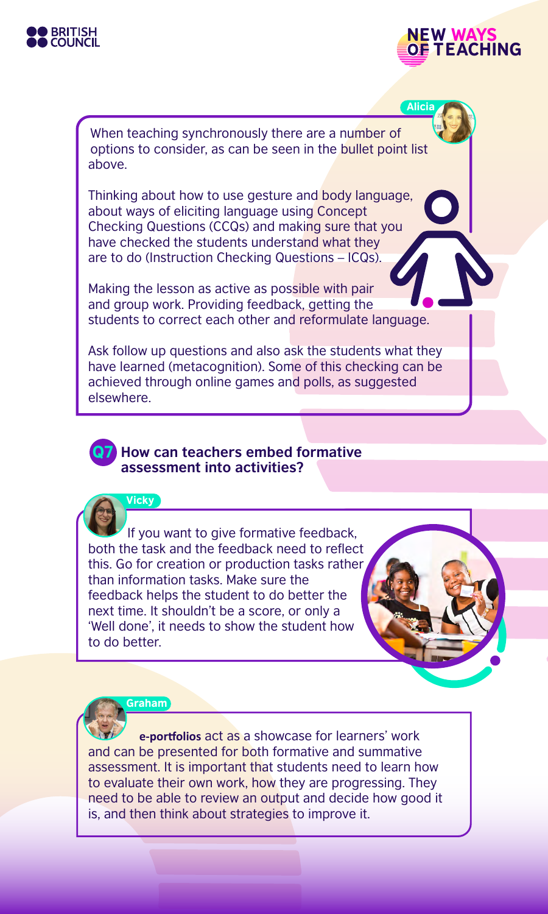**Alicia**

When teaching synchronously there are a number of options to consider, as can be seen in the bullet point list above.

Thinking about how to use gesture and body language, about ways of eliciting language using Concept Checking Questions (CCQs) and making sure that you have checked the students understand what they are to do (Instruction Checking Questions – ICQs).

Making the lesson as active as possible with pair and group work. Providing feedback, getting the students to correct each other and reformulate language.

Ask follow up questions and also ask the students what they have learned (metacognition). Some of this checking can be achieved through online games and polls, as suggested elsewhere.

## Q7 How can teachers embed formative assessment into activities?

**Vicky**

If you want to give formative feedback, both the task and the feedback need to reflect this. Go for creation or production tasks rather than information tasks. Make sure the feedback helps the student to do better the next time. It shouldn't be a score, or only a 'Well done', it needs to show the student how to do better.

**Graham**

**e-portfolios** act as a showcase for learners' work and can be presented for both formative and summative assessment. It is important that students need to learn how to evaluate their own work, how they are progressing. They need to be able to review an output and decide how good it is, and then think about strategies to improve it.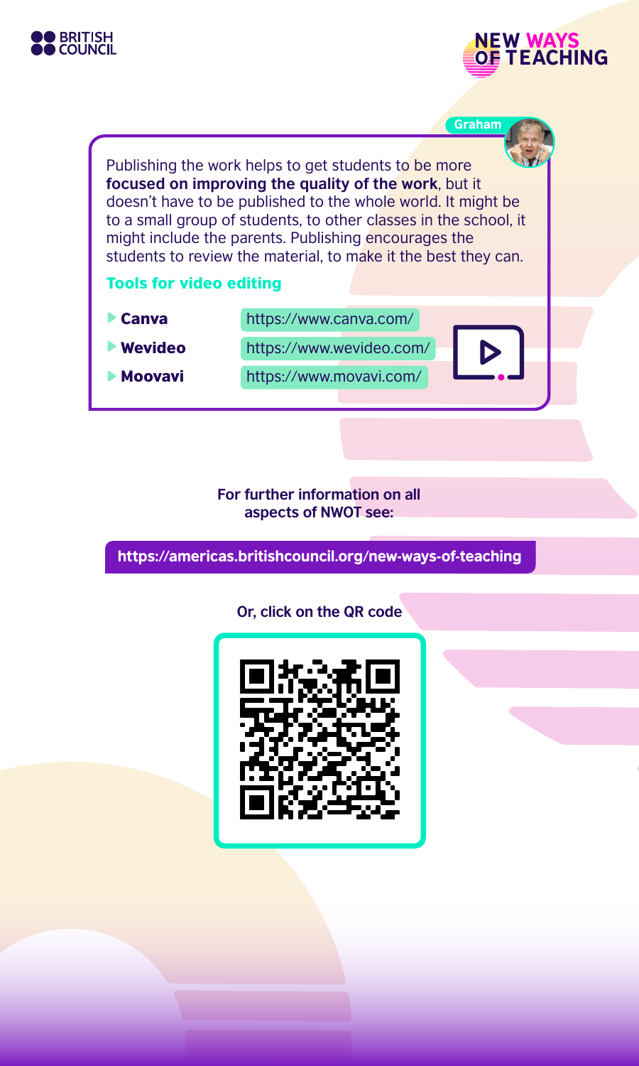Graham

Publishing the work helps to get students to be more **focused on improving the quality of the work**, but it doesn't have to be published to the whole world. It might be to a small group of students, to other classes in the school, it might include the parents. Publishing encourages the students to review the material, to make it the best they can.

### Tools for video editing

- **Canva** https://www.canva.com/
- **Wevideo** https://www.wevideo.com/
- **Moovavi** https://www.movavi.com/

**For further information on all aspects of NWOT see:**

**https://americas.britishcouncil.org/new-ways-of-teaching**

**Or, click on the QR code**